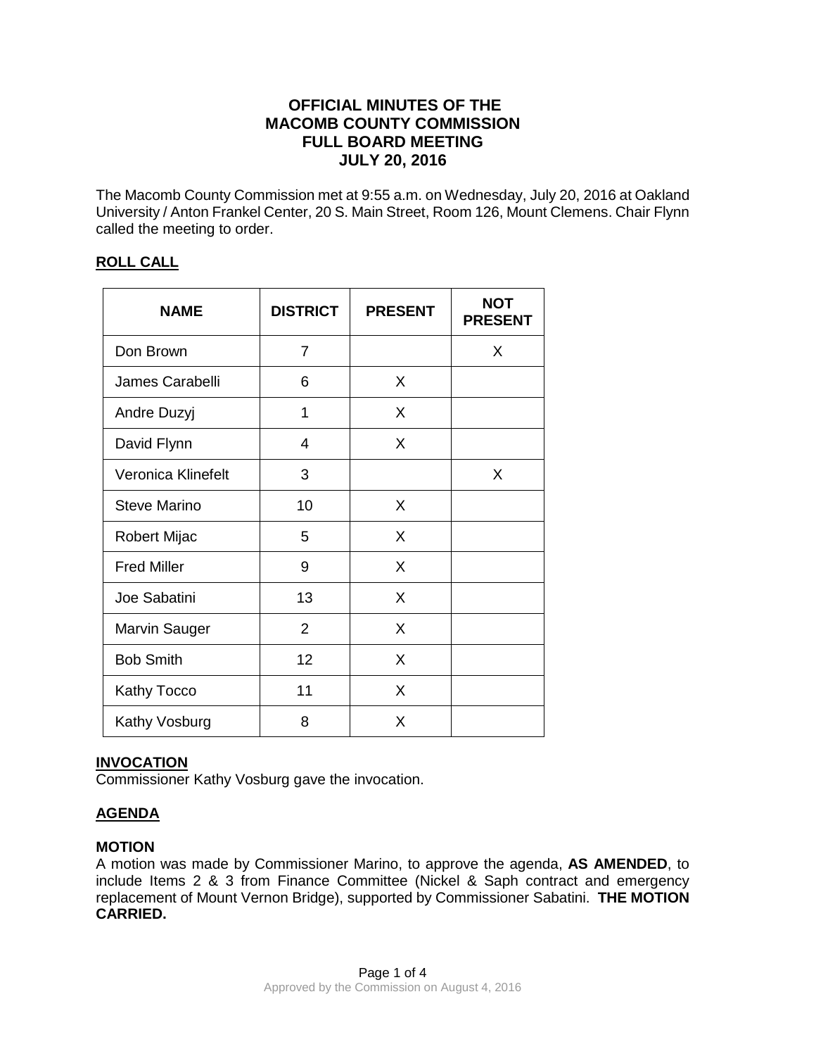# OFFICIAL MINUTES OF THE MACOMB COUNTY COMMISSION FULL BOARD MEETING JULY 20, 2016

The Macomb County Commission met at 9:55 a.m. on Wednesday, July 20, 2016 at Oakland University / Anton Frankel Center, 20 S. Main Street, Room 126, Mount Clemens. Chair Flynn called the meeting to order.

## ROLL CALL

| NAME | DISTRICT | PRESENT | NOT PRESENT |
|---|---|---|---|
| Don Brown | 7 | | X |
| James Carabelli | 6 | X | |
| Andre Duzyj | 1 | X | |
| David Flynn | 4 | X | |
| Veronica Klinefelt | 3 | | X |
| Steve Marino | 10 | X | |
| Robert Mijac | 5 | X | |
| Fred Miller | 9 | X | |
| Joe Sabatini | 13 | X | |
| Marvin Sauger | 2 | X | |
| Bob Smith | 12 | X | |
| Kathy Tocco | 11 | X | |
| Kathy Vosburg | 8 | X | |

## INVOCATION

Commissioner Kathy Vosburg gave the invocation.

## AGENDA

### MOTION

A motion was made by Commissioner Marino, to approve the agenda, **AS AMENDED**, to include Items 2 & 3 from Finance Committee (Nickel & Saph contract and emergency replacement of Mount Vernon Bridge), supported by Commissioner Sabatini. **THE MOTION CARRIED.**

Approved by the Commission on August 4, 2016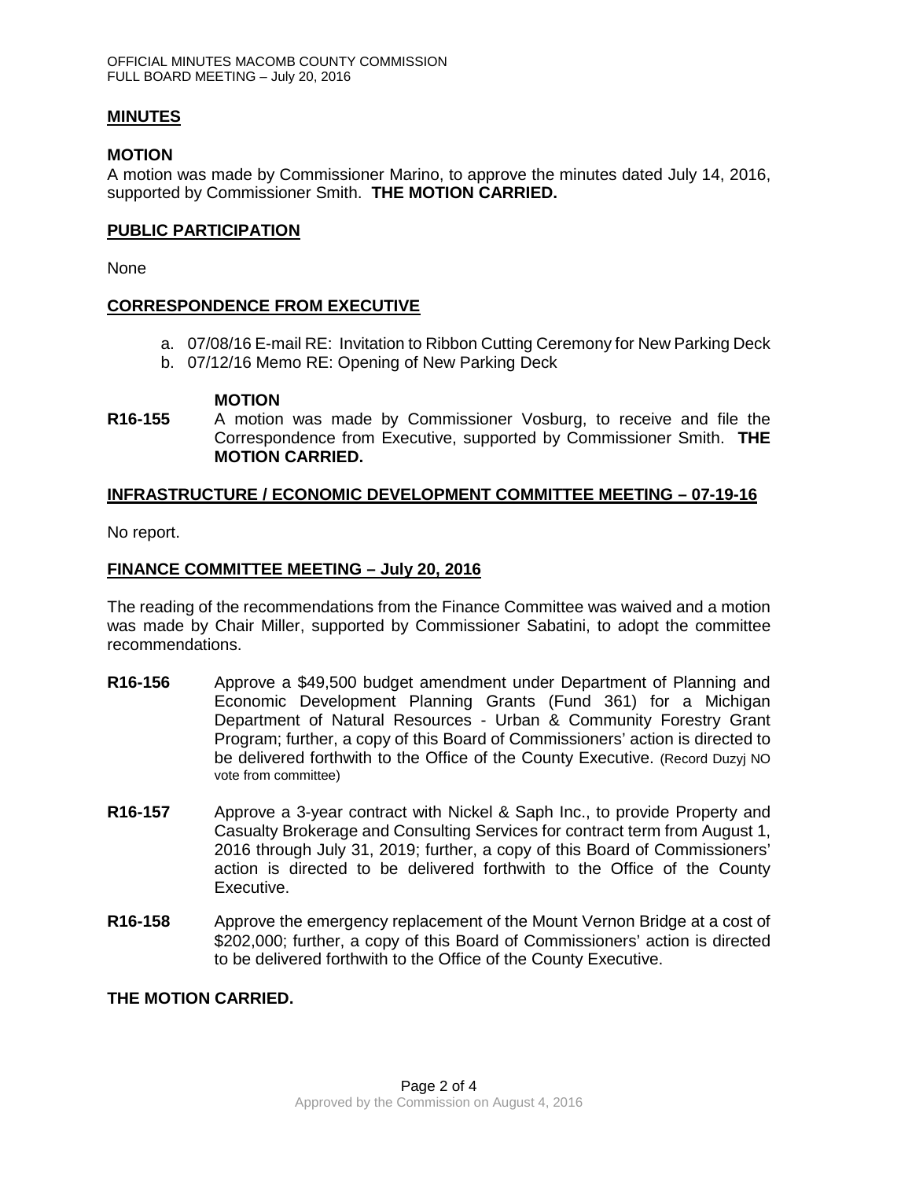## MINUTES

### MOTION

A motion was made by Commissioner Marino, to approve the minutes dated July 14, 2016, supported by Commissioner Smith. **THE MOTION CARRIED.**

## PUBLIC PARTICIPATION

None

## CORRESPONDENCE FROM EXECUTIVE

a. 07/08/16 E-mail RE: Invitation to Ribbon Cutting Ceremony for New Parking Deck
b. 07/12/16 Memo RE: Opening of New Parking Deck

### MOTION

**R16-155** A motion was made by Commissioner Vosburg, to receive and file the Correspondence from Executive, supported by Commissioner Smith. **THE MOTION CARRIED.**

## INFRASTRUCTURE / ECONOMIC DEVELOPMENT COMMITTEE MEETING – 07-19-16

No report.

## FINANCE COMMITTEE MEETING – July 20, 2016

The reading of the recommendations from the Finance Committee was waived and a motion was made by Chair Miller, supported by Commissioner Sabatini, to adopt the committee recommendations.

**R16-156** Approve a $49,500 budget amendment under Department of Planning and Economic Development Planning Grants (Fund 361) for a Michigan Department of Natural Resources - Urban & Community Forestry Grant Program; further, a copy of this Board of Commissioners' action is directed to be delivered forthwith to the Office of the County Executive. (Record Duzyj NO vote from committee)

**R16-157** Approve a 3-year contract with Nickel & Saph Inc., to provide Property and Casualty Brokerage and Consulting Services for contract term from August 1, 2016 through July 31, 2019; further, a copy of this Board of Commissioners' action is directed to be delivered forthwith to the Office of the County Executive.

**R16-158** Approve the emergency replacement of the Mount Vernon Bridge at a cost of $202,000; further, a copy of this Board of Commissioners' action is directed to be delivered forthwith to the Office of the County Executive.

**THE MOTION CARRIED.**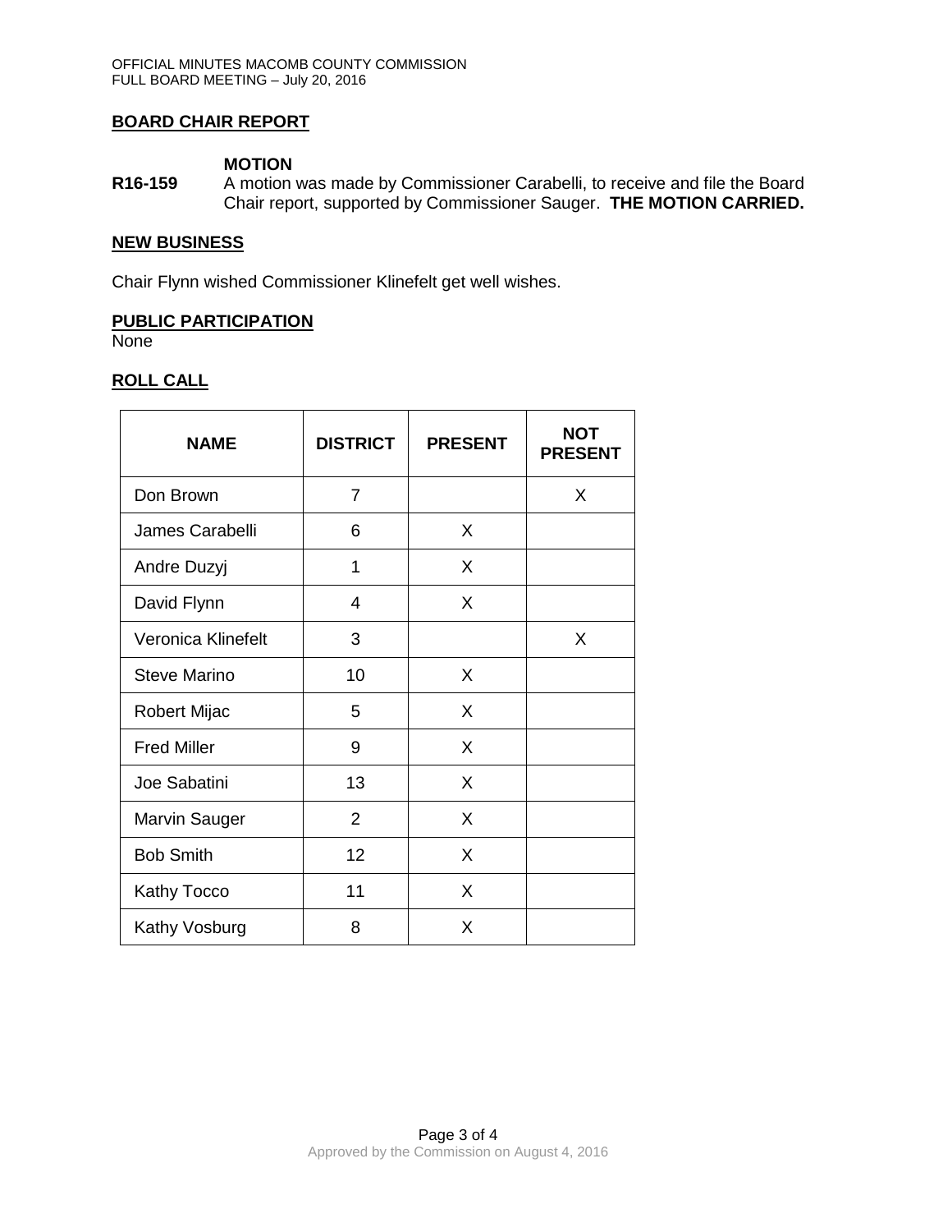## BOARD CHAIR REPORT

**MOTION**

**R16-159** A motion was made by Commissioner Carabelli, to receive and file the Board Chair report, supported by Commissioner Sauger. **THE MOTION CARRIED.**

## NEW BUSINESS

Chair Flynn wished Commissioner Klinefelt get well wishes.

## PUBLIC PARTICIPATION

None

## ROLL CALL

| NAME | DISTRICT | PRESENT | NOT PRESENT |
|---|---|---|---|
| Don Brown | 7 | | X |
| James Carabelli | 6 | X | |
| Andre Duzyj | 1 | X | |
| David Flynn | 4 | X | |
| Veronica Klinefelt | 3 | | X |
| Steve Marino | 10 | X | |
| Robert Mijac | 5 | X | |
| Fred Miller | 9 | X | |
| Joe Sabatini | 13 | X | |
| Marvin Sauger | 2 | X | |
| Bob Smith | 12 | X | |
| Kathy Tocco | 11 | X | |
| Kathy Vosburg | 8 | X | |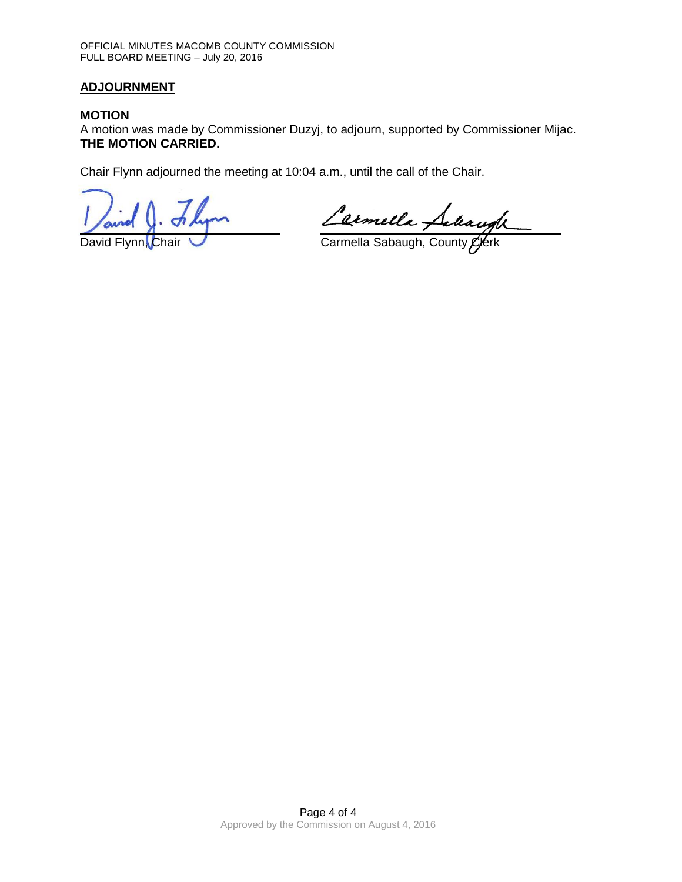## ADJOURNMENT

**MOTION**

A motion was made by Commissioner Duzyj, to adjourn, supported by Commissioner Mijac. **THE MOTION CARRIED.**

Chair Flynn adjourned the meeting at 10:04 a.m., until the call of the Chair.

David Flynn, Chair

Carmella Sabaugh, County Clerk

Approved by the Commission on August 4, 2016